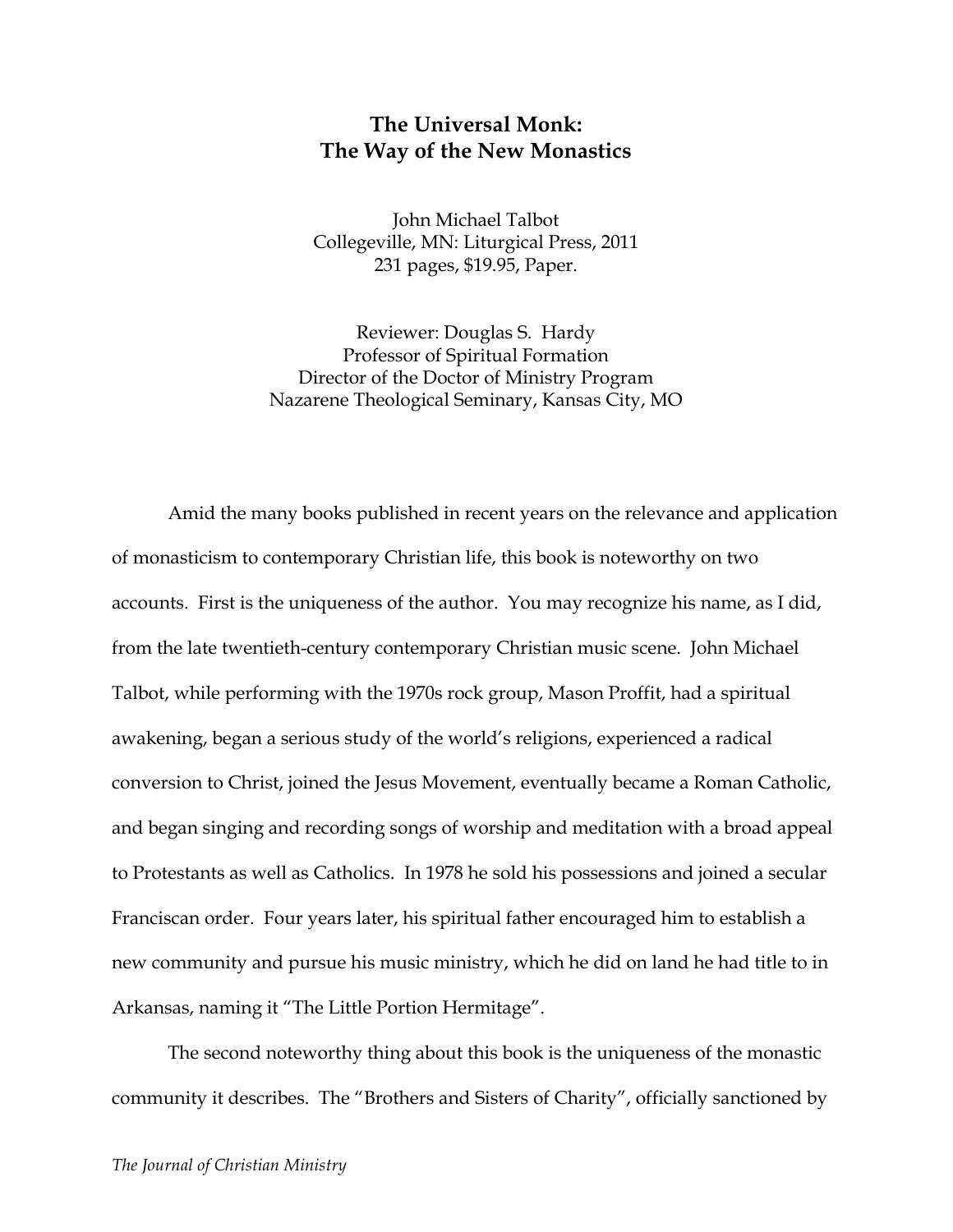# The Universal Monk: The Way of the New Monastics

John Michael Talbot
Collegeville, MN: Liturgical Press, 2011
231 pages, $19.95, Paper.

Reviewer: Douglas S. Hardy
Professor of Spiritual Formation
Director of the Doctor of Ministry Program
Nazarene Theological Seminary, Kansas City, MO

Amid the many books published in recent years on the relevance and application of monasticism to contemporary Christian life, this book is noteworthy on two accounts. First is the uniqueness of the author. You may recognize his name, as I did, from the late twentieth-century contemporary Christian music scene. John Michael Talbot, while performing with the 1970s rock group, Mason Proffit, had a spiritual awakening, began a serious study of the world's religions, experienced a radical conversion to Christ, joined the Jesus Movement, eventually became a Roman Catholic, and began singing and recording songs of worship and meditation with a broad appeal to Protestants as well as Catholics. In 1978 he sold his possessions and joined a secular Franciscan order. Four years later, his spiritual father encouraged him to establish a new community and pursue his music ministry, which he did on land he had title to in Arkansas, naming it "The Little Portion Hermitage".

The second noteworthy thing about this book is the uniqueness of the monastic community it describes. The "Brothers and Sisters of Charity", officially sanctioned by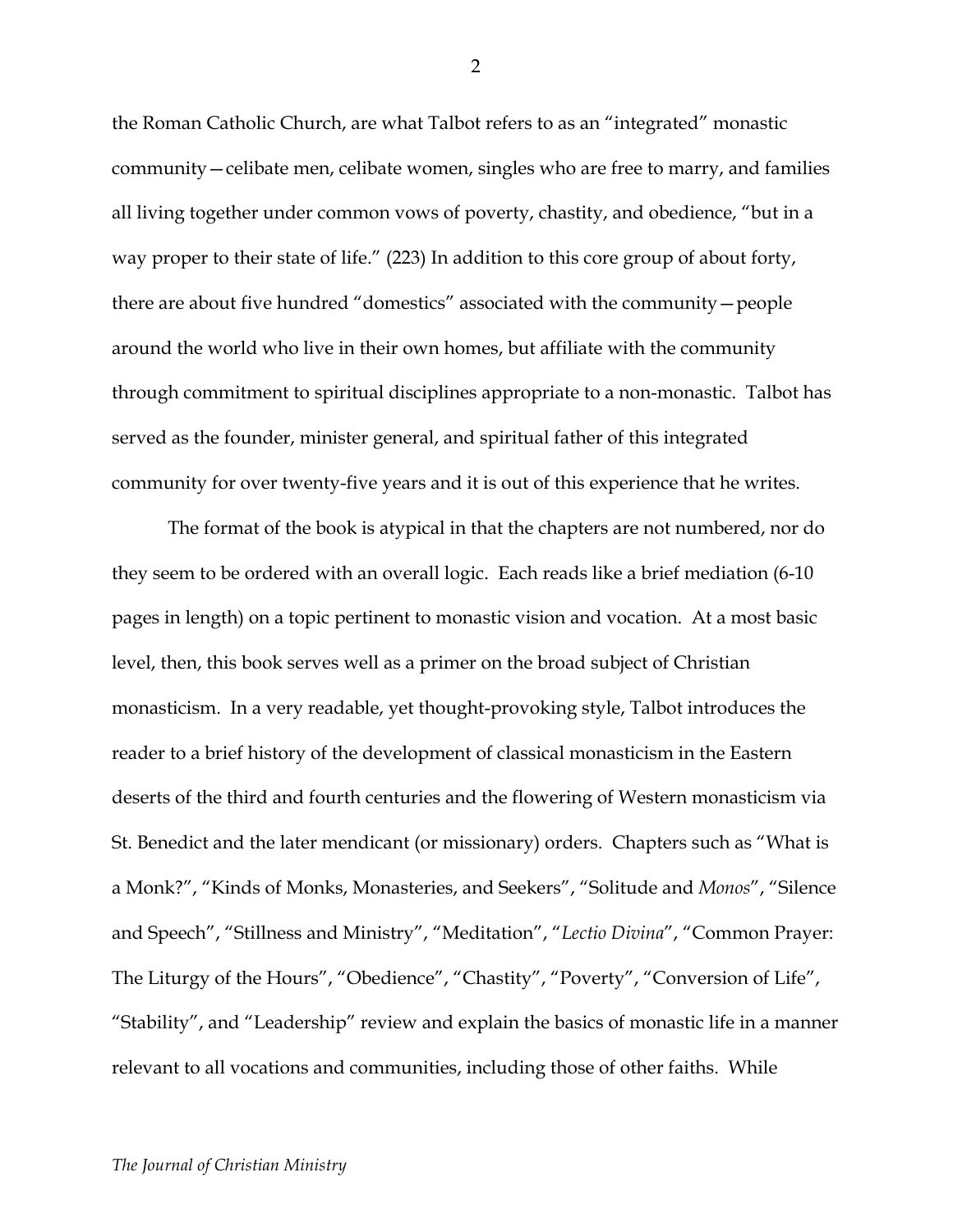the Roman Catholic Church, are what Talbot refers to as an "integrated" monastic community—celibate men, celibate women, singles who are free to marry, and families all living together under common vows of poverty, chastity, and obedience, "but in a way proper to their state of life." (223) In addition to this core group of about forty, there are about five hundred "domestics" associated with the community—people around the world who live in their own homes, but affiliate with the community through commitment to spiritual disciplines appropriate to a non-monastic. Talbot has served as the founder, minister general, and spiritual father of this integrated community for over twenty-five years and it is out of this experience that he writes.

The format of the book is atypical in that the chapters are not numbered, nor do they seem to be ordered with an overall logic. Each reads like a brief mediation (6-10 pages in length) on a topic pertinent to monastic vision and vocation. At a most basic level, then, this book serves well as a primer on the broad subject of Christian monasticism. In a very readable, yet thought-provoking style, Talbot introduces the reader to a brief history of the development of classical monasticism in the Eastern deserts of the third and fourth centuries and the flowering of Western monasticism via St. Benedict and the later mendicant (or missionary) orders. Chapters such as "What is a Monk?", "Kinds of Monks, Monasteries, and Seekers", "Solitude and *Monos*", "Silence and Speech", "Stillness and Ministry", "Meditation", "*Lectio Divina*", "Common Prayer: The Liturgy of the Hours", "Obedience", "Chastity", "Poverty", "Conversion of Life", "Stability", and "Leadership" review and explain the basics of monastic life in a manner relevant to all vocations and communities, including those of other faiths. While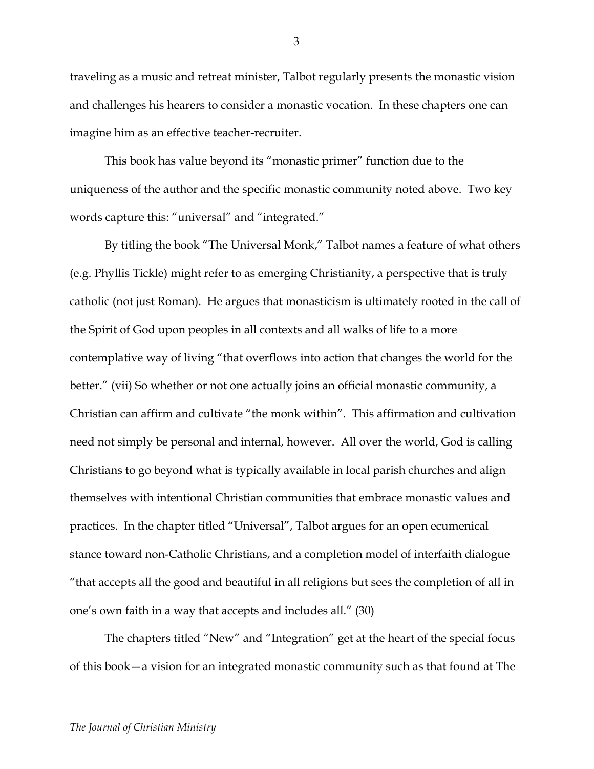traveling as a music and retreat minister, Talbot regularly presents the monastic vision and challenges his hearers to consider a monastic vocation. In these chapters one can imagine him as an effective teacher-recruiter.

This book has value beyond its "monastic primer" function due to the uniqueness of the author and the specific monastic community noted above. Two key words capture this: "universal" and "integrated."

By titling the book "The Universal Monk," Talbot names a feature of what others (e.g. Phyllis Tickle) might refer to as emerging Christianity, a perspective that is truly catholic (not just Roman). He argues that monasticism is ultimately rooted in the call of the Spirit of God upon peoples in all contexts and all walks of life to a more contemplative way of living "that overflows into action that changes the world for the better." (vii) So whether or not one actually joins an official monastic community, a Christian can affirm and cultivate "the monk within". This affirmation and cultivation need not simply be personal and internal, however. All over the world, God is calling Christians to go beyond what is typically available in local parish churches and align themselves with intentional Christian communities that embrace monastic values and practices. In the chapter titled "Universal", Talbot argues for an open ecumenical stance toward non-Catholic Christians, and a completion model of interfaith dialogue "that accepts all the good and beautiful in all religions but sees the completion of all in one's own faith in a way that accepts and includes all." (30)

The chapters titled "New" and "Integration" get at the heart of the special focus of this book—a vision for an integrated monastic community such as that found at The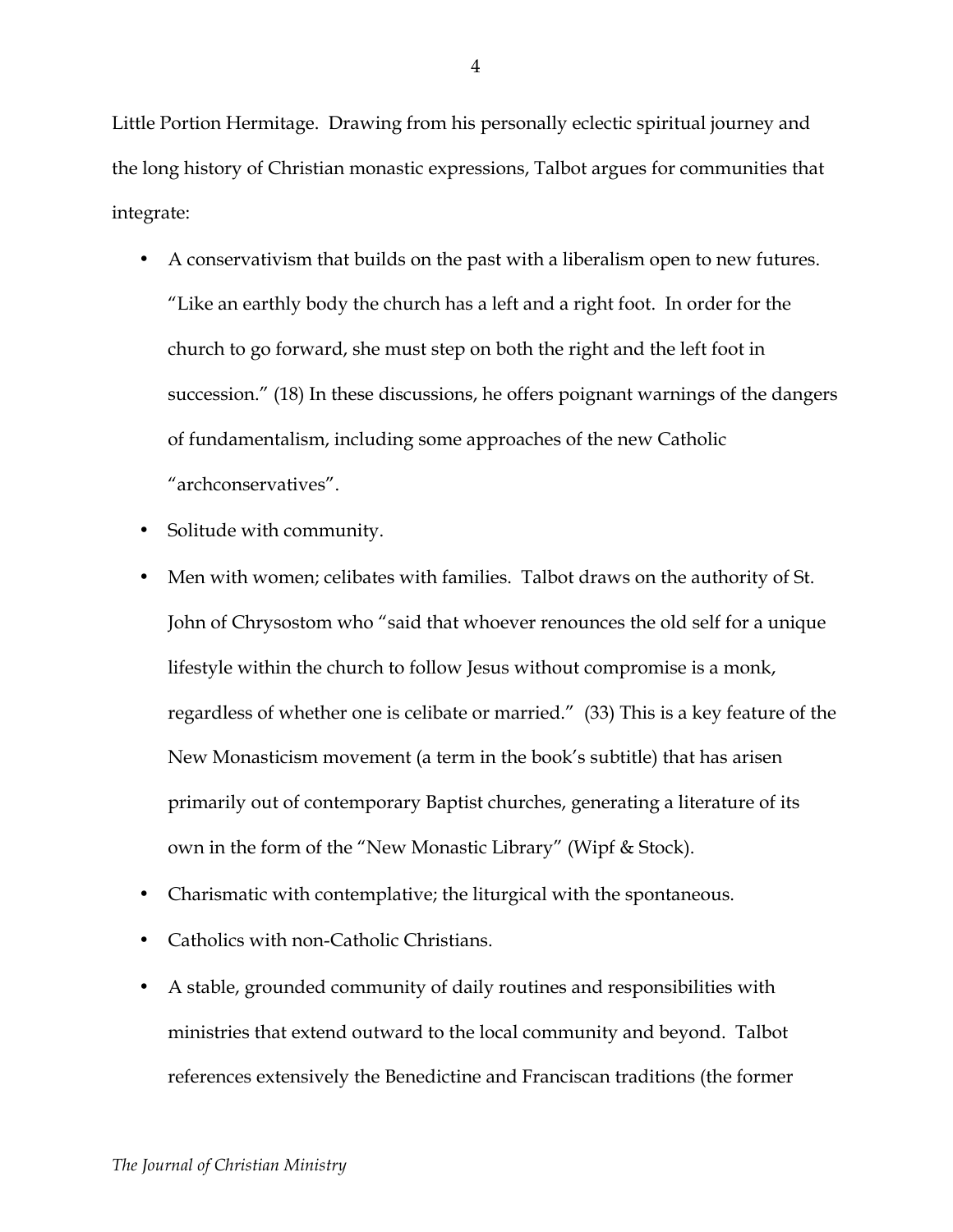Little Portion Hermitage. Drawing from his personally eclectic spiritual journey and the long history of Christian monastic expressions, Talbot argues for communities that integrate:

- A conservativism that builds on the past with a liberalism open to new futures. "Like an earthly body the church has a left and a right foot. In order for the church to go forward, she must step on both the right and the left foot in succession." (18) In these discussions, he offers poignant warnings of the dangers of fundamentalism, including some approaches of the new Catholic "archconservatives".
- Solitude with community.
- Men with women; celibates with families. Talbot draws on the authority of St. John of Chrysostom who "said that whoever renounces the old self for a unique lifestyle within the church to follow Jesus without compromise is a monk, regardless of whether one is celibate or married." (33) This is a key feature of the New Monasticism movement (a term in the book's subtitle) that has arisen primarily out of contemporary Baptist churches, generating a literature of its own in the form of the "New Monastic Library" (Wipf & Stock).
- Charismatic with contemplative; the liturgical with the spontaneous.
- Catholics with non-Catholic Christians.
- A stable, grounded community of daily routines and responsibilities with ministries that extend outward to the local community and beyond. Talbot references extensively the Benedictine and Franciscan traditions (the former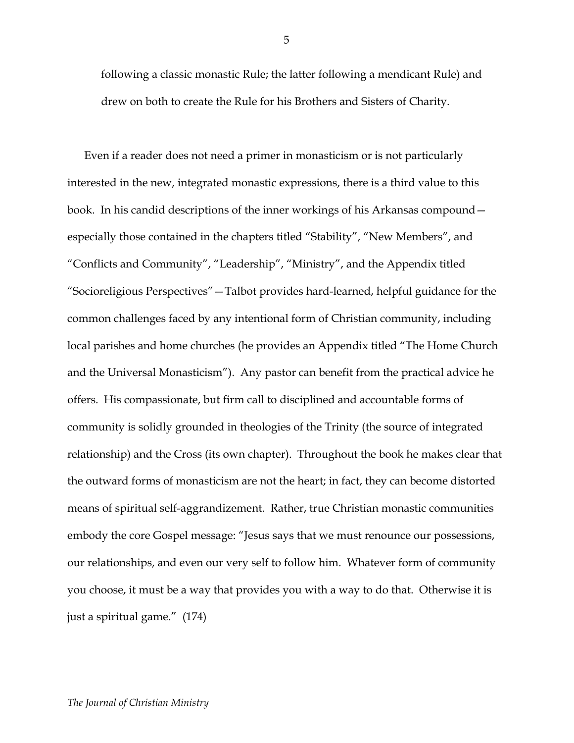following a classic monastic Rule; the latter following a mendicant Rule) and drew on both to create the Rule for his Brothers and Sisters of Charity.

Even if a reader does not need a primer in monasticism or is not particularly interested in the new, integrated monastic expressions, there is a third value to this book. In his candid descriptions of the inner workings of his Arkansas compound—especially those contained in the chapters titled "Stability", "New Members", and "Conflicts and Community", "Leadership", "Ministry", and the Appendix titled "Socioreligious Perspectives"—Talbot provides hard-learned, helpful guidance for the common challenges faced by any intentional form of Christian community, including local parishes and home churches (he provides an Appendix titled "The Home Church and the Universal Monasticism"). Any pastor can benefit from the practical advice he offers. His compassionate, but firm call to disciplined and accountable forms of community is solidly grounded in theologies of the Trinity (the source of integrated relationship) and the Cross (its own chapter). Throughout the book he makes clear that the outward forms of monasticism are not the heart; in fact, they can become distorted means of spiritual self-aggrandizement. Rather, true Christian monastic communities embody the core Gospel message: "Jesus says that we must renounce our possessions, our relationships, and even our very self to follow him. Whatever form of community you choose, it must be a way that provides you with a way to do that. Otherwise it is just a spiritual game." (174)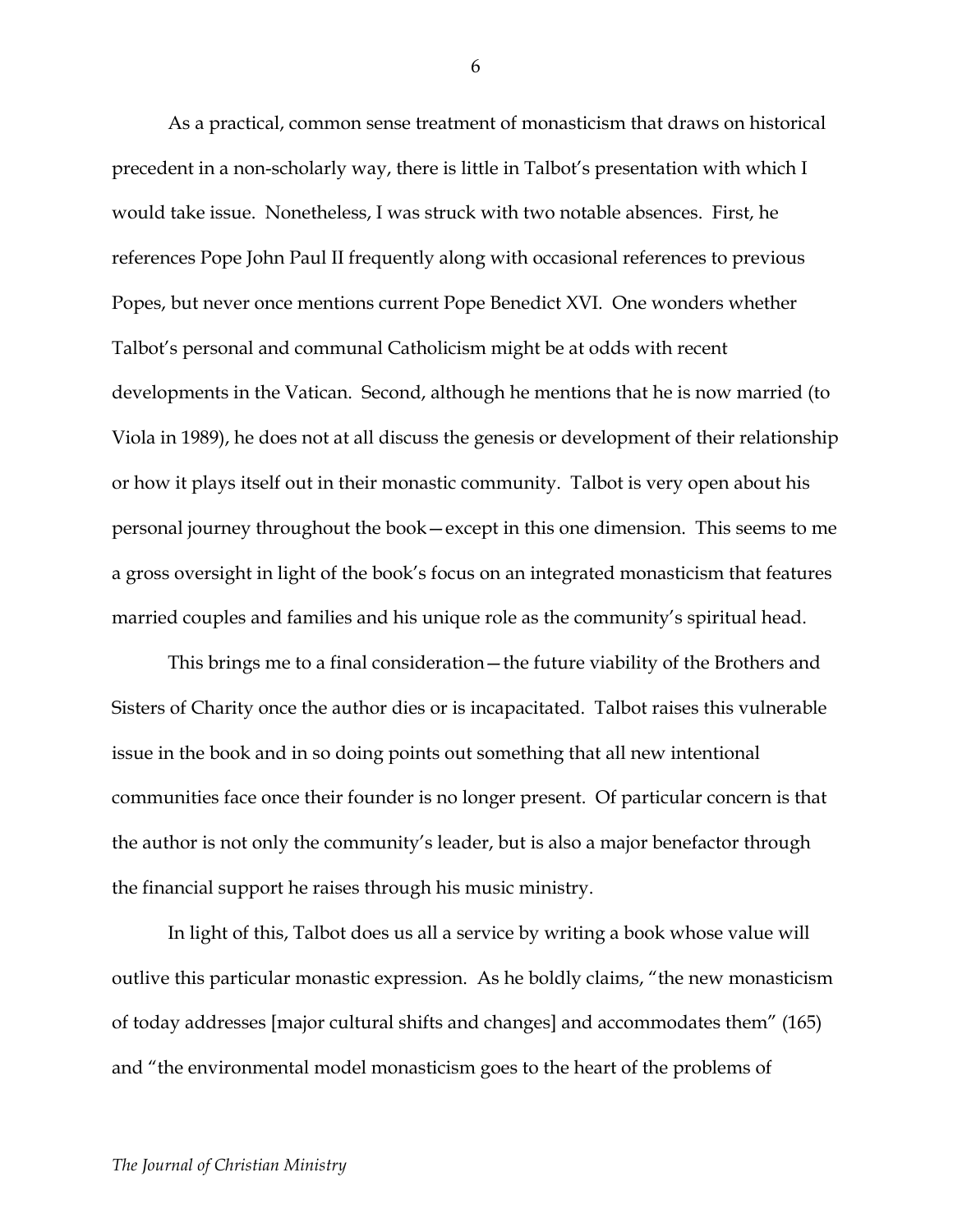As a practical, common sense treatment of monasticism that draws on historical precedent in a non-scholarly way, there is little in Talbot's presentation with which I would take issue. Nonetheless, I was struck with two notable absences. First, he references Pope John Paul II frequently along with occasional references to previous Popes, but never once mentions current Pope Benedict XVI. One wonders whether Talbot's personal and communal Catholicism might be at odds with recent developments in the Vatican. Second, although he mentions that he is now married (to Viola in 1989), he does not at all discuss the genesis or development of their relationship or how it plays itself out in their monastic community. Talbot is very open about his personal journey throughout the book—except in this one dimension. This seems to me a gross oversight in light of the book's focus on an integrated monasticism that features married couples and families and his unique role as the community's spiritual head.

This brings me to a final consideration—the future viability of the Brothers and Sisters of Charity once the author dies or is incapacitated. Talbot raises this vulnerable issue in the book and in so doing points out something that all new intentional communities face once their founder is no longer present. Of particular concern is that the author is not only the community's leader, but is also a major benefactor through the financial support he raises through his music ministry.

In light of this, Talbot does us all a service by writing a book whose value will outlive this particular monastic expression. As he boldly claims, "the new monasticism of today addresses [major cultural shifts and changes] and accommodates them" (165) and "the environmental model monasticism goes to the heart of the problems of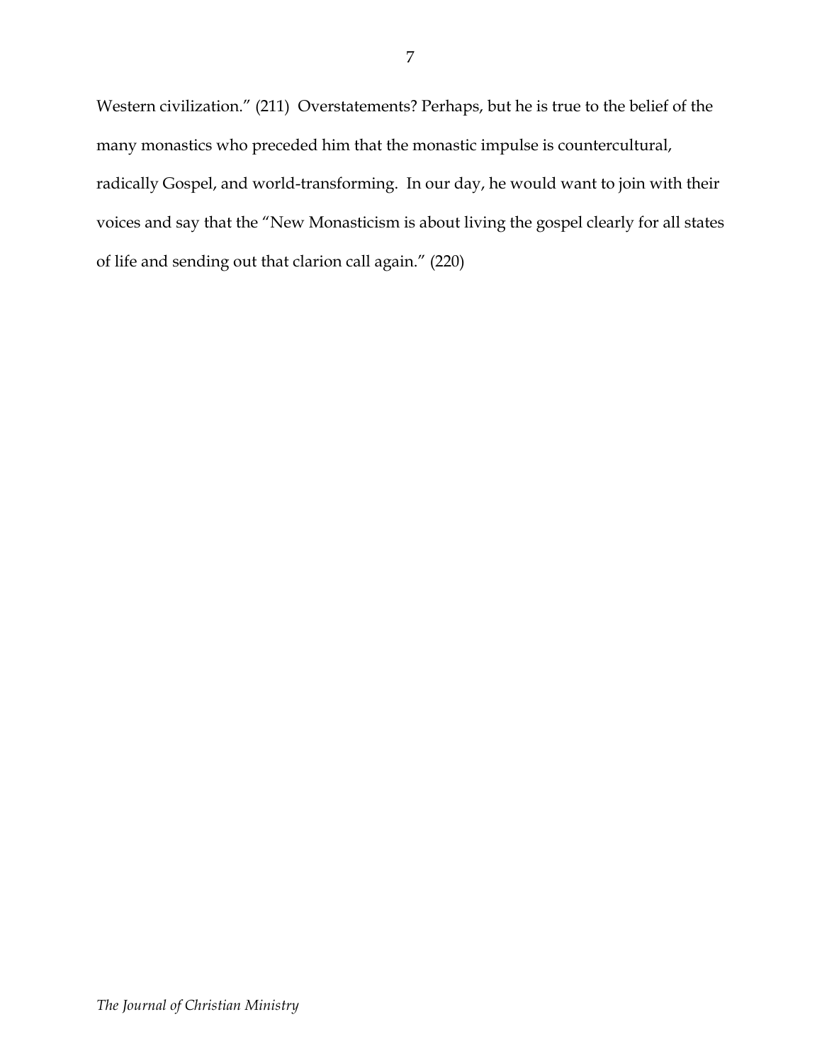Western civilization." (211) Overstatements? Perhaps, but he is true to the belief of the many monastics who preceded him that the monastic impulse is countercultural, radically Gospel, and world-transforming. In our day, he would want to join with their voices and say that the "New Monasticism is about living the gospel clearly for all states of life and sending out that clarion call again." (220)